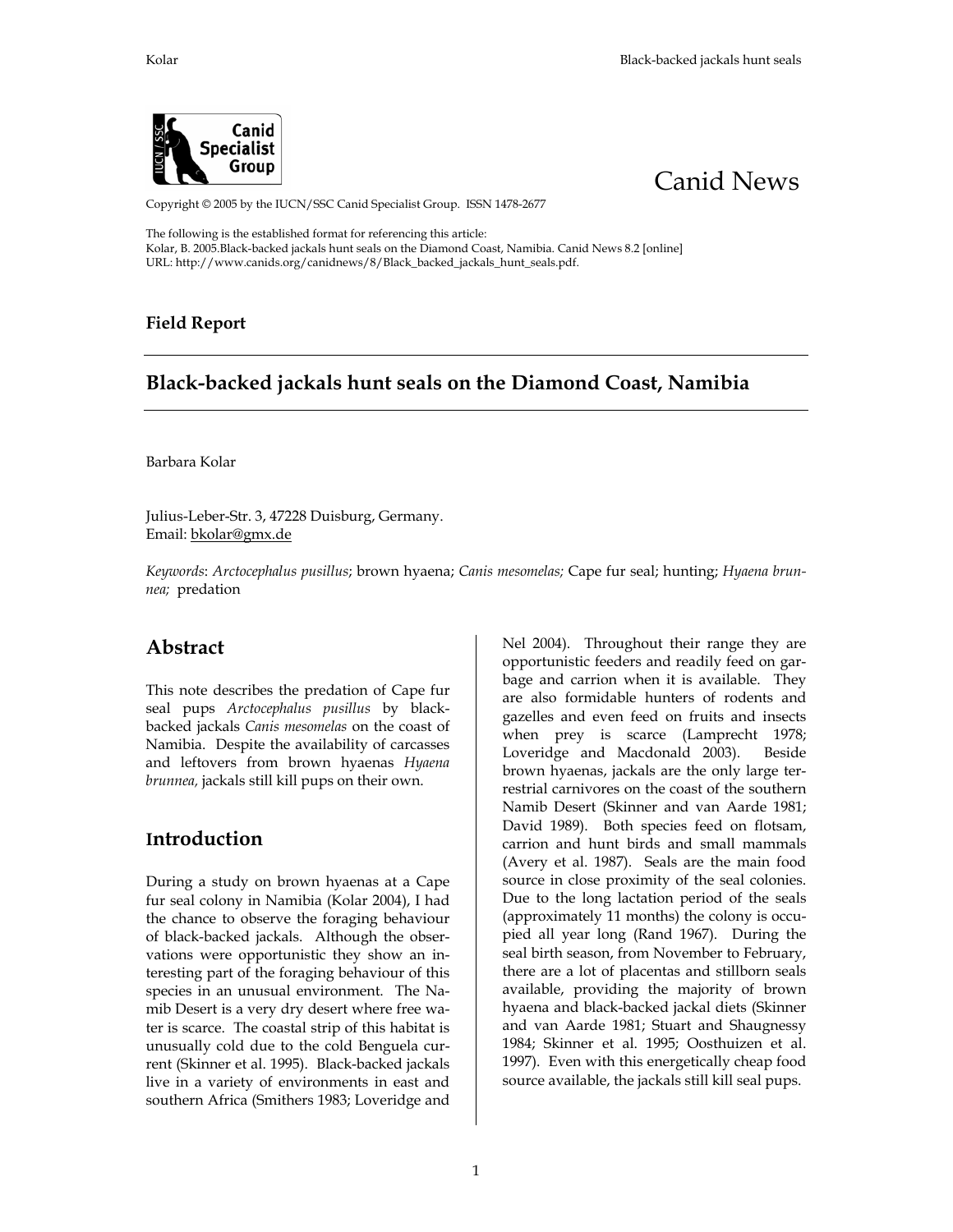Canid News

Copyright © 2005 by the IUCN/SSC Canid Specialist Group. ISSN 1478-2677

The following is the established format for referencing this article:
Kolar, B. 2005.Black-backed jackals hunt seals on the Diamond Coast, Namibia. Canid News 8.2 [online]
URL: http://www.canids.org/canidnews/8/Black_backed_jackals_hunt_seals.pdf.

**Field Report**

# Black-backed jackals hunt seals on the Diamond Coast, Namibia

Barbara Kolar

Julius-Leber-Str. 3, 47228 Duisburg, Germany.
Email: bkolar@gmx.de

*Keywords*: *Arctocephalus pusillus*; brown hyaena; *Canis mesomelas;* Cape fur seal; hunting; *Hyaena brunnea;* predation

## Abstract

This note describes the predation of Cape fur seal pups *Arctocephalus pusillus* by black-backed jackals *Canis mesomelas* on the coast of Namibia. Despite the availability of carcasses and leftovers from brown hyaenas *Hyaena brunnea,* jackals still kill pups on their own.

## Introduction

During a study on brown hyaenas at a Cape fur seal colony in Namibia (Kolar 2004), I had the chance to observe the foraging behaviour of black-backed jackals. Although the observations were opportunistic they show an interesting part of the foraging behaviour of this species in an unusual environment. The Namib Desert is a very dry desert where free water is scarce. The coastal strip of this habitat is unusually cold due to the cold Benguela current (Skinner et al. 1995). Black-backed jackals live in a variety of environments in east and southern Africa (Smithers 1983; Loveridge and Nel 2004). Throughout their range they are opportunistic feeders and readily feed on garbage and carrion when it is available. They are also formidable hunters of rodents and gazelles and even feed on fruits and insects when prey is scarce (Lamprecht 1978; Loveridge and Macdonald 2003). Beside brown hyaenas, jackals are the only large terrestrial carnivores on the coast of the southern Namib Desert (Skinner and van Aarde 1981; David 1989). Both species feed on flotsam, carrion and hunt birds and small mammals (Avery et al. 1987). Seals are the main food source in close proximity of the seal colonies. Due to the long lactation period of the seals (approximately 11 months) the colony is occupied all year long (Rand 1967). During the seal birth season, from November to February, there are a lot of placentas and stillborn seals available, providing the majority of brown hyaena and black-backed jackal diets (Skinner and van Aarde 1981; Stuart and Shaugnessy 1984; Skinner et al. 1995; Oosthuizen et al. 1997). Even with this energetically cheap food source available, the jackals still kill seal pups.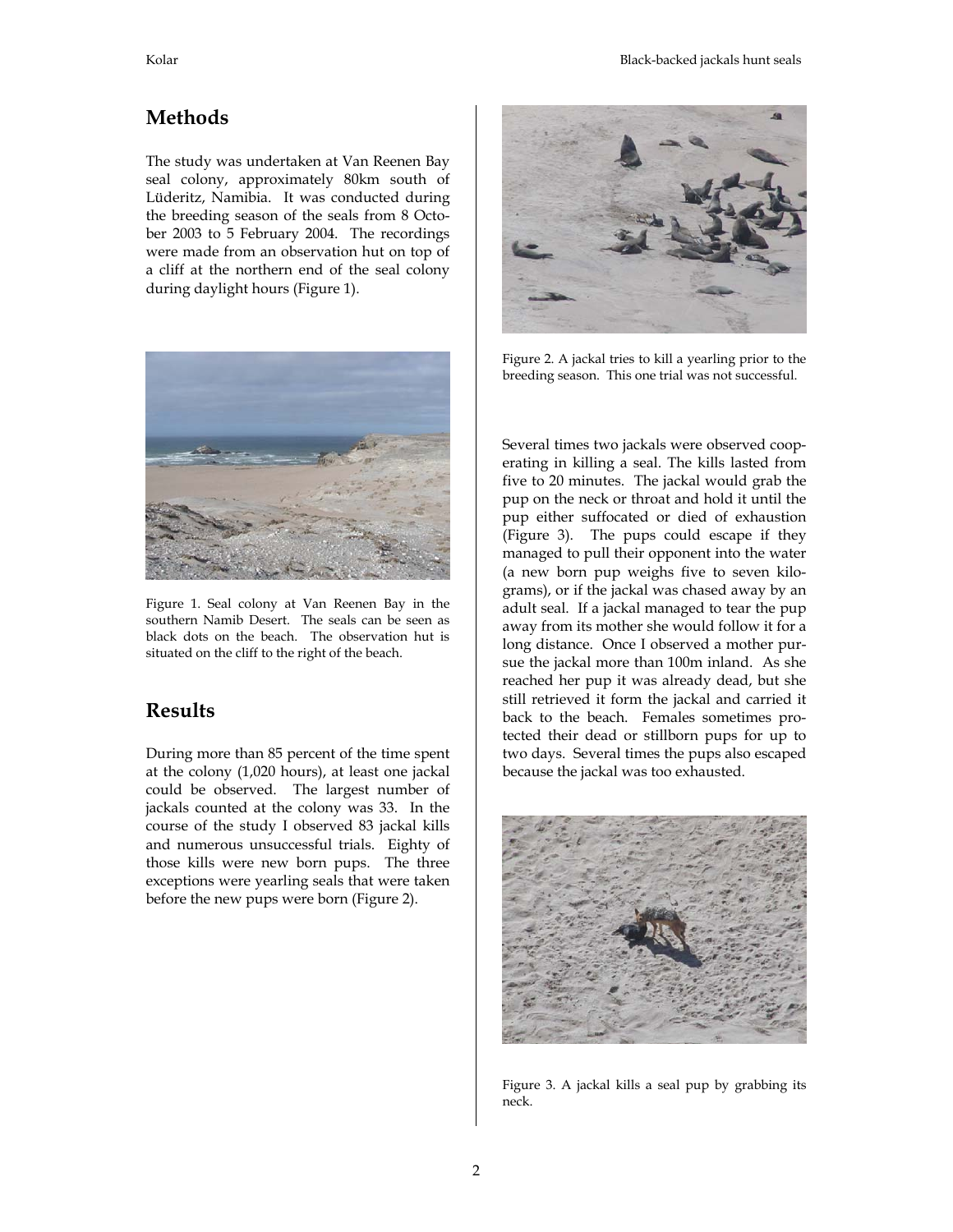## Methods

The study was undertaken at Van Reenen Bay seal colony, approximately 80km south of Lüderitz, Namibia. It was conducted during the breeding season of the seals from 8 October 2003 to 5 February 2004. The recordings were made from an observation hut on top of a cliff at the northern end of the seal colony during daylight hours (Figure 1).

Figure 1. Seal colony at Van Reenen Bay in the southern Namib Desert. The seals can be seen as black dots on the beach. The observation hut is situated on the cliff to the right of the beach.

## Results

During more than 85 percent of the time spent at the colony (1,020 hours), at least one jackal could be observed. The largest number of jackals counted at the colony was 33. In the course of the study I observed 83 jackal kills and numerous unsuccessful trials. Eighty of those kills were new born pups. The three exceptions were yearling seals that were taken before the new pups were born (Figure 2).

Figure 2. A jackal tries to kill a yearling prior to the breeding season. This one trial was not successful.

Several times two jackals were observed cooperating in killing a seal. The kills lasted from five to 20 minutes. The jackal would grab the pup on the neck or throat and hold it until the pup either suffocated or died of exhaustion (Figure 3). The pups could escape if they managed to pull their opponent into the water (a new born pup weighs five to seven kilograms), or if the jackal was chased away by an adult seal. If a jackal managed to tear the pup away from its mother she would follow it for a long distance. Once I observed a mother pursue the jackal more than 100m inland. As she reached her pup it was already dead, but she still retrieved it form the jackal and carried it back to the beach. Females sometimes protected their dead or stillborn pups for up to two days. Several times the pups also escaped because the jackal was too exhausted.

Figure 3. A jackal kills a seal pup by grabbing its neck.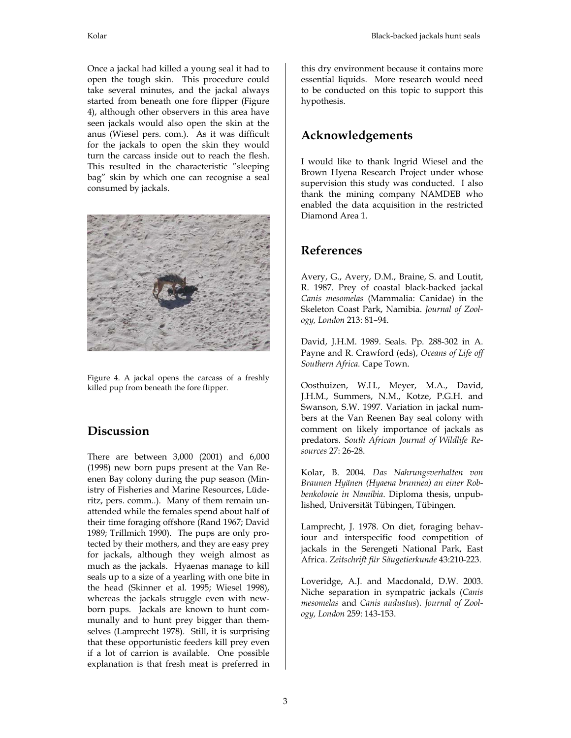Once a jackal had killed a young seal it had to open the tough skin. This procedure could take several minutes, and the jackal always started from beneath one fore flipper (Figure 4), although other observers in this area have seen jackals would also open the skin at the anus (Wiesel pers. com.). As it was difficult for the jackals to open the skin they would turn the carcass inside out to reach the flesh. This resulted in the characteristic "sleeping bag" skin by which one can recognise a seal consumed by jackals.

Figure 4. A jackal opens the carcass of a freshly killed pup from beneath the fore flipper.

## Discussion

There are between 3,000 (2001) and 6,000 (1998) new born pups present at the Van Reenen Bay colony during the pup season (Ministry of Fisheries and Marine Resources, Lüderitz, pers. comm..). Many of them remain unattended while the females spend about half of their time foraging offshore (Rand 1967; David 1989; Trillmich 1990). The pups are only protected by their mothers, and they are easy prey for jackals, although they weigh almost as much as the jackals. Hyaenas manage to kill seals up to a size of a yearling with one bite in the head (Skinner et al. 1995; Wiesel 1998), whereas the jackals struggle even with newborn pups. Jackals are known to hunt communally and to hunt prey bigger than themselves (Lamprecht 1978). Still, it is surprising that these opportunistic feeders kill prey even if a lot of carrion is available. One possible explanation is that fresh meat is preferred in this dry environment because it contains more essential liquids. More research would need to be conducted on this topic to support this hypothesis.

## Acknowledgements

I would like to thank Ingrid Wiesel and the Brown Hyena Research Project under whose supervision this study was conducted. I also thank the mining company NAMDEB who enabled the data acquisition in the restricted Diamond Area 1.

## References

Avery, G., Avery, D.M., Braine, S. and Loutit, R. 1987. Prey of coastal black-backed jackal *Canis mesomelas* (Mammalia: Canidae) in the Skeleton Coast Park, Namibia. *Journal of Zoology, London* 213: 81–94.

David, J.H.M. 1989. Seals. Pp. 288-302 in A. Payne and R. Crawford (eds), *Oceans of Life off Southern Africa.* Cape Town.

Oosthuizen, W.H., Meyer, M.A., David, J.H.M., Summers, N.M., Kotze, P.G.H. and Swanson, S.W. 1997. Variation in jackal numbers at the Van Reenen Bay seal colony with comment on likely importance of jackals as predators. *South African Journal of Wildlife Resources* 27: 26-28.

Kolar, B. 2004. *Das Nahrungsverhalten von Braunen Hyänen (Hyaena brunnea) an einer Robbenkolonie in Namibia*. Diploma thesis, unpublished, Universität Tübingen, Tübingen.

Lamprecht, J. 1978. On diet, foraging behaviour and interspecific food competition of jackals in the Serengeti National Park, East Africa. *Zeitschrift für Säugetierkunde* 43:210-223.

Loveridge, A.J. and Macdonald, D.W. 2003. Niche separation in sympatric jackals (*Canis mesomelas* and *Canis audustus*). *Journal of Zoology, London* 259: 143-153.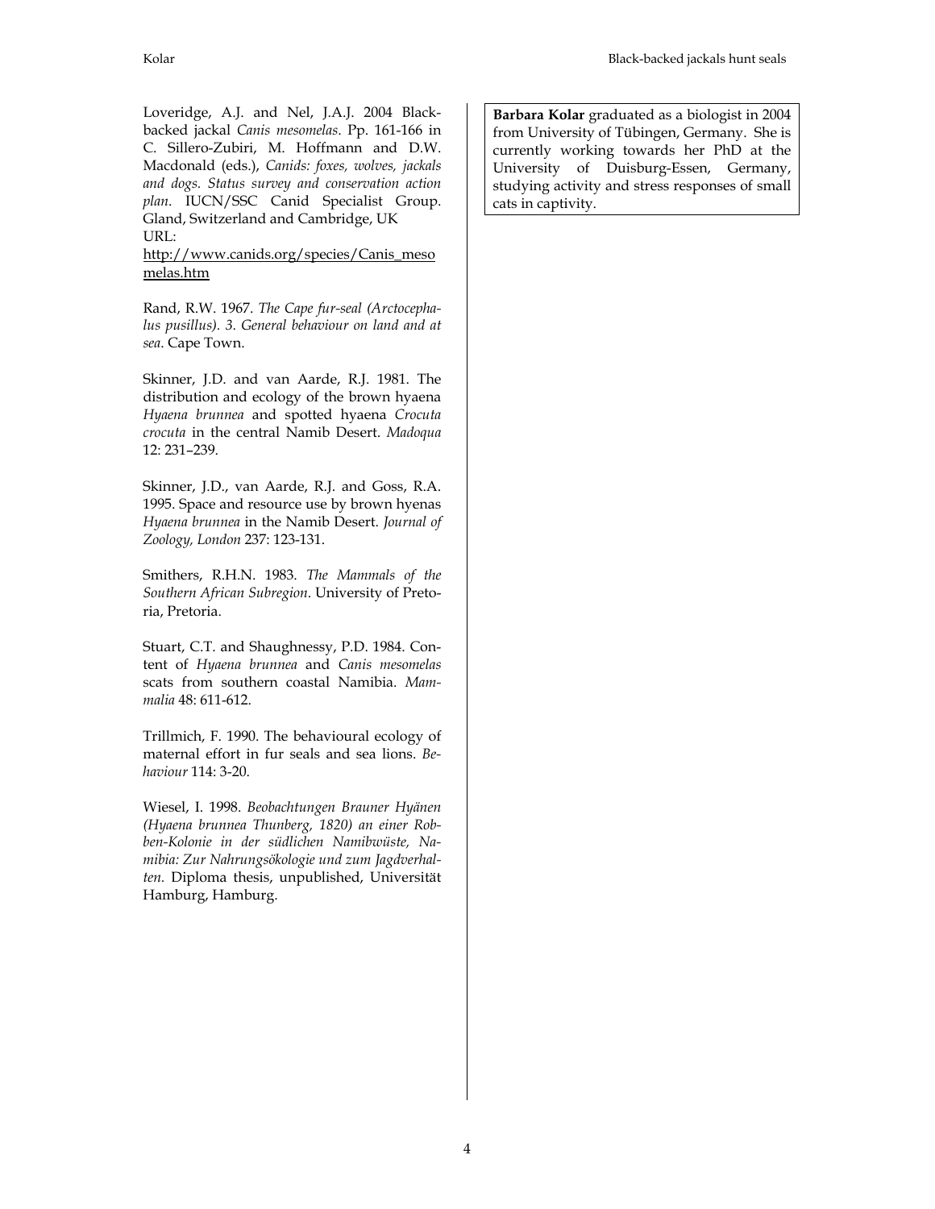Loveridge, A.J. and Nel, J.A.J. 2004 Black-backed jackal *Canis mesomelas*. Pp. 161-166 in C. Sillero-Zubiri, M. Hoffmann and D.W. Macdonald (eds.), *Canids: foxes, wolves, jackals and dogs. Status survey and conservation action plan*. IUCN/SSC Canid Specialist Group. Gland, Switzerland and Cambridge, UK URL: http://www.canids.org/species/Canis_mesomelas.htm

Rand, R.W. 1967. *The Cape fur-seal (Arctocephalus pusillus). 3. General behaviour on land and at sea*. Cape Town.

Skinner, J.D. and van Aarde, R.J. 1981. The distribution and ecology of the brown hyaena *Hyaena brunnea* and spotted hyaena *Crocuta crocuta* in the central Namib Desert. *Madoqua* 12: 231–239.

Skinner, J.D., van Aarde, R.J. and Goss, R.A. 1995. Space and resource use by brown hyenas *Hyaena brunnea* in the Namib Desert. *Journal of Zoology, London* 237: 123-131.

Smithers, R.H.N. 1983. *The Mammals of the Southern African Subregion*. University of Pretoria, Pretoria.

Stuart, C.T. and Shaughnessy, P.D. 1984. Content of *Hyaena brunnea* and *Canis mesomelas* scats from southern coastal Namibia. *Mammalia* 48: 611-612.

Trillmich, F. 1990. The behavioural ecology of maternal effort in fur seals and sea lions. *Behaviour* 114: 3-20.

Wiesel, I. 1998. *Beobachtungen Brauner Hyänen (Hyaena brunnea Thunberg, 1820) an einer Robben-Kolonie in der südlichen Namibwüste, Namibia: Zur Nahrungsökologie und zum Jagdverhalten*. Diploma thesis, unpublished, Universität Hamburg, Hamburg.

**Barbara Kolar** graduated as a biologist in 2004 from University of Tübingen, Germany. She is currently working towards her PhD at the University of Duisburg-Essen, Germany, studying activity and stress responses of small cats in captivity.